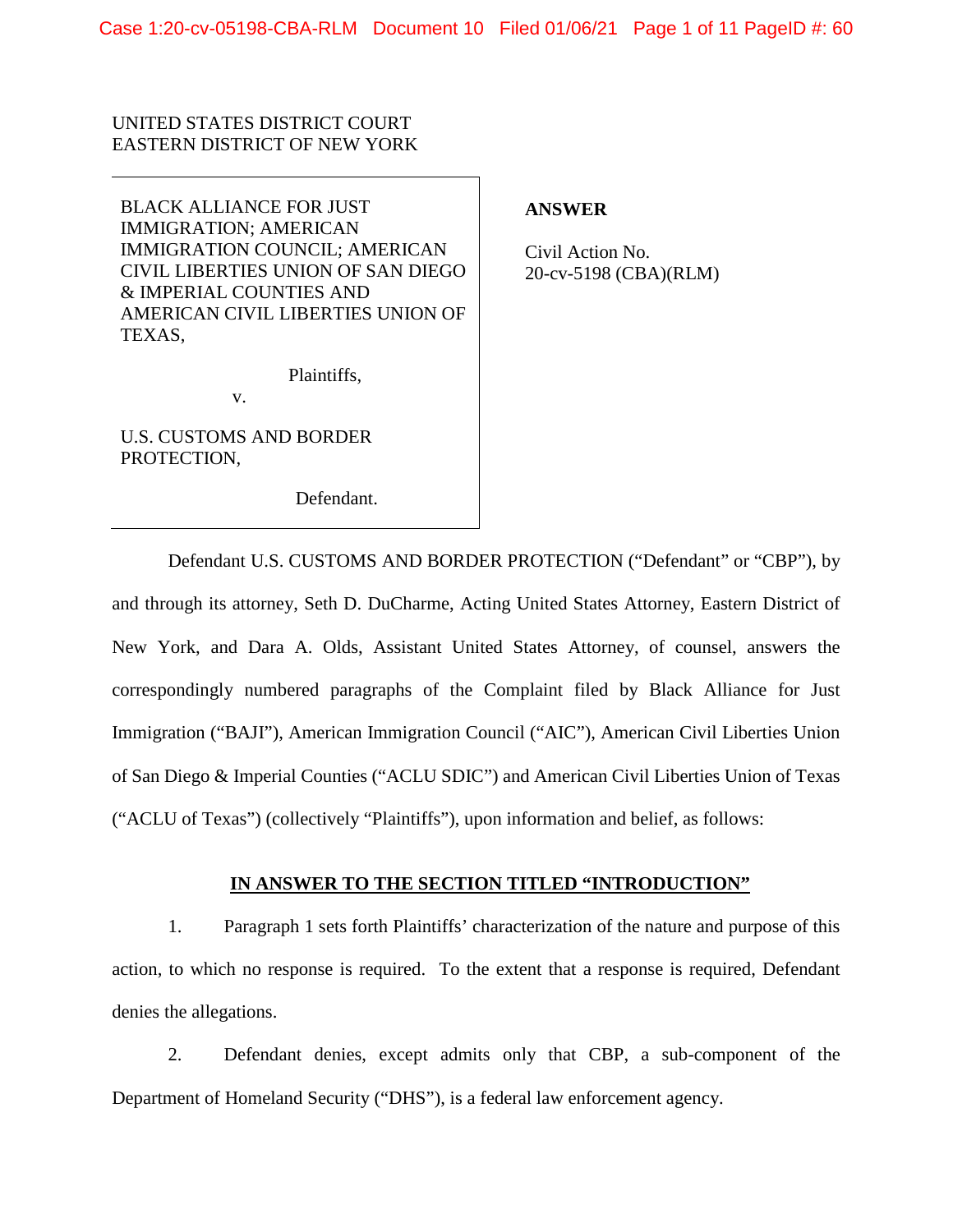UNITED STATES DISTRICT COURT
EASTERN DISTRICT OF NEW YORK

| | |
|---|---|
| BLACK ALLIANCE FOR JUST IMMIGRATION; AMERICAN IMMIGRATION COUNCIL; AMERICAN CIVIL LIBERTIES UNION OF SAN DIEGO & IMPERIAL COUNTIES AND AMERICAN CIVIL LIBERTIES UNION OF TEXAS,<br><br>Plaintiffs,<br><br>v.<br><br>U.S. CUSTOMS AND BORDER PROTECTION,<br><br>Defendant. | **ANSWER**<br><br>Civil Action No.<br>20-cv-5198 (CBA)(RLM) |

Defendant U.S. CUSTOMS AND BORDER PROTECTION ("Defendant" or "CBP"), by and through its attorney, Seth D. DuCharme, Acting United States Attorney, Eastern District of New York, and Dara A. Olds, Assistant United States Attorney, of counsel, answers the correspondingly numbered paragraphs of the Complaint filed by Black Alliance for Just Immigration ("BAJI"), American Immigration Council ("AIC"), American Civil Liberties Union of San Diego & Imperial Counties ("ACLU SDIC") and American Civil Liberties Union of Texas ("ACLU of Texas") (collectively "Plaintiffs"), upon information and belief, as follows:

## IN ANSWER TO THE SECTION TITLED "INTRODUCTION"

1. Paragraph 1 sets forth Plaintiffs' characterization of the nature and purpose of this action, to which no response is required. To the extent that a response is required, Defendant denies the allegations.

2. Defendant denies, except admits only that CBP, a sub-component of the Department of Homeland Security ("DHS"), is a federal law enforcement agency.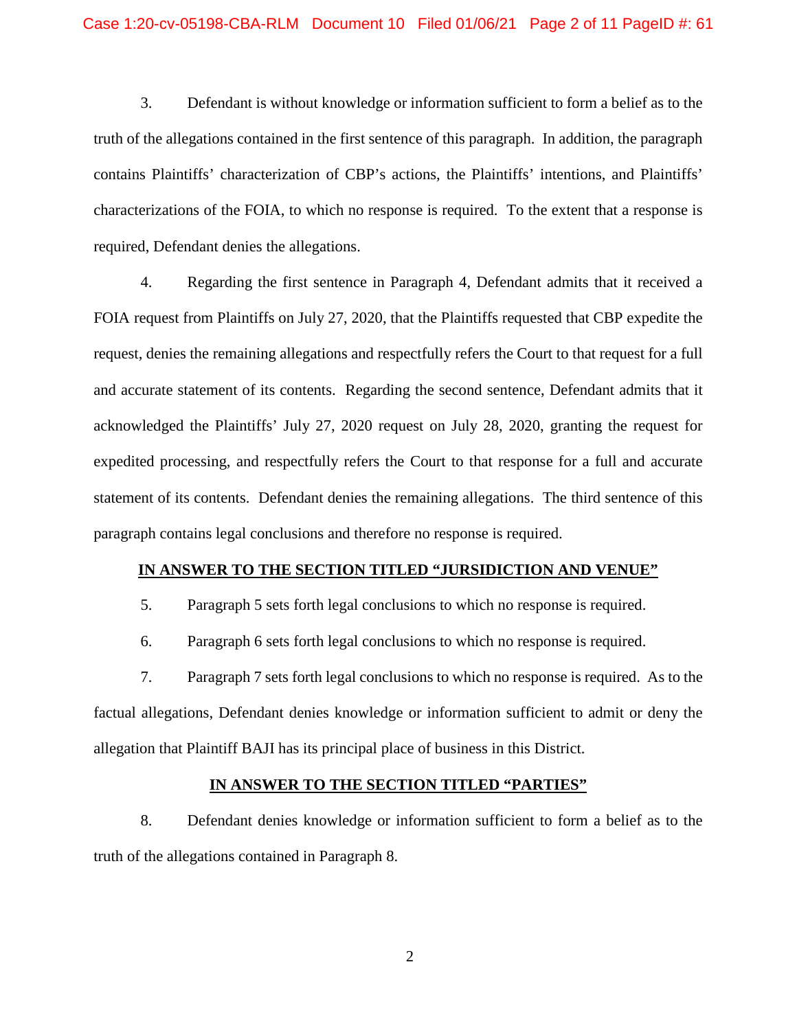3. Defendant is without knowledge or information sufficient to form a belief as to the truth of the allegations contained in the first sentence of this paragraph. In addition, the paragraph contains Plaintiffs' characterization of CBP's actions, the Plaintiffs' intentions, and Plaintiffs' characterizations of the FOIA, to which no response is required. To the extent that a response is required, Defendant denies the allegations.

4. Regarding the first sentence in Paragraph 4, Defendant admits that it received a FOIA request from Plaintiffs on July 27, 2020, that the Plaintiffs requested that CBP expedite the request, denies the remaining allegations and respectfully refers the Court to that request for a full and accurate statement of its contents. Regarding the second sentence, Defendant admits that it acknowledged the Plaintiffs' July 27, 2020 request on July 28, 2020, granting the request for expedited processing, and respectfully refers the Court to that response for a full and accurate statement of its contents. Defendant denies the remaining allegations. The third sentence of this paragraph contains legal conclusions and therefore no response is required.

**IN ANSWER TO THE SECTION TITLED "JURSIDICTION AND VENUE"**

5. Paragraph 5 sets forth legal conclusions to which no response is required.

6. Paragraph 6 sets forth legal conclusions to which no response is required.

7. Paragraph 7 sets forth legal conclusions to which no response is required. As to the factual allegations, Defendant denies knowledge or information sufficient to admit or deny the allegation that Plaintiff BAJI has its principal place of business in this District.

**IN ANSWER TO THE SECTION TITLED "PARTIES"**

8. Defendant denies knowledge or information sufficient to form a belief as to the truth of the allegations contained in Paragraph 8.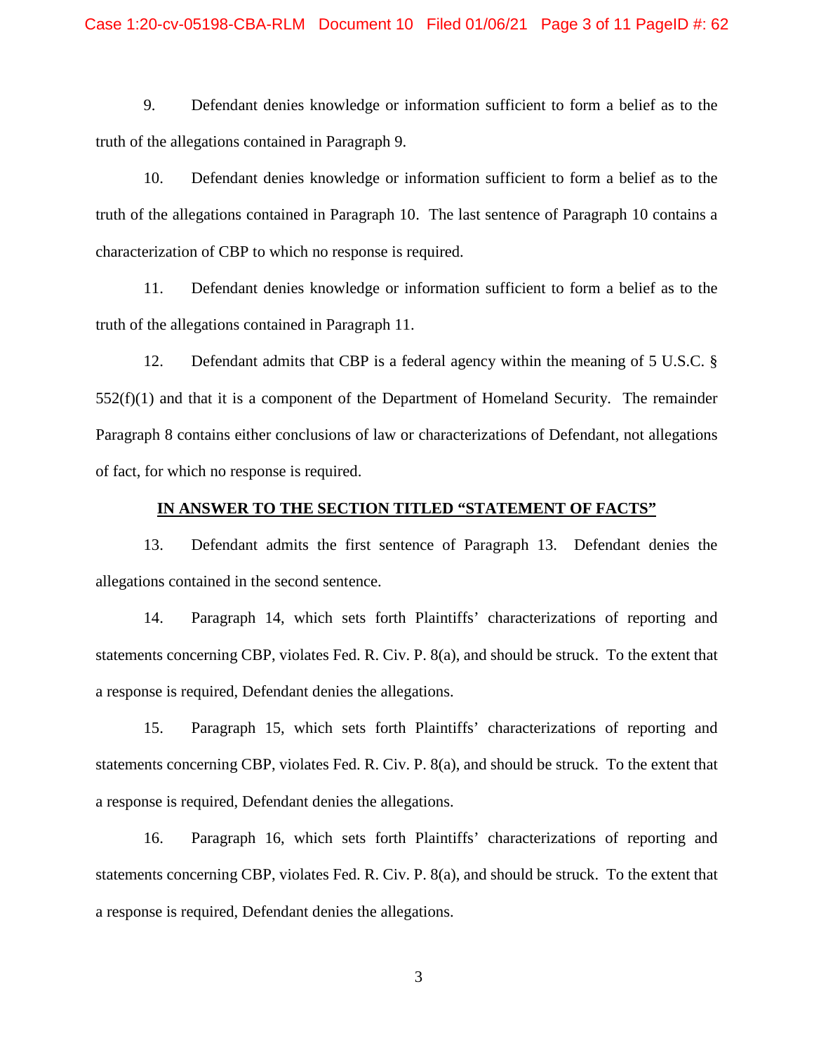9. Defendant denies knowledge or information sufficient to form a belief as to the truth of the allegations contained in Paragraph 9.

10. Defendant denies knowledge or information sufficient to form a belief as to the truth of the allegations contained in Paragraph 10. The last sentence of Paragraph 10 contains a characterization of CBP to which no response is required.

11. Defendant denies knowledge or information sufficient to form a belief as to the truth of the allegations contained in Paragraph 11.

12. Defendant admits that CBP is a federal agency within the meaning of 5 U.S.C. § 552(f)(1) and that it is a component of the Department of Homeland Security. The remainder Paragraph 8 contains either conclusions of law or characterizations of Defendant, not allegations of fact, for which no response is required.

**IN ANSWER TO THE SECTION TITLED "STATEMENT OF FACTS"**

13. Defendant admits the first sentence of Paragraph 13. Defendant denies the allegations contained in the second sentence.

14. Paragraph 14, which sets forth Plaintiffs' characterizations of reporting and statements concerning CBP, violates Fed. R. Civ. P. 8(a), and should be struck. To the extent that a response is required, Defendant denies the allegations.

15. Paragraph 15, which sets forth Plaintiffs' characterizations of reporting and statements concerning CBP, violates Fed. R. Civ. P. 8(a), and should be struck. To the extent that a response is required, Defendant denies the allegations.

16. Paragraph 16, which sets forth Plaintiffs' characterizations of reporting and statements concerning CBP, violates Fed. R. Civ. P. 8(a), and should be struck. To the extent that a response is required, Defendant denies the allegations.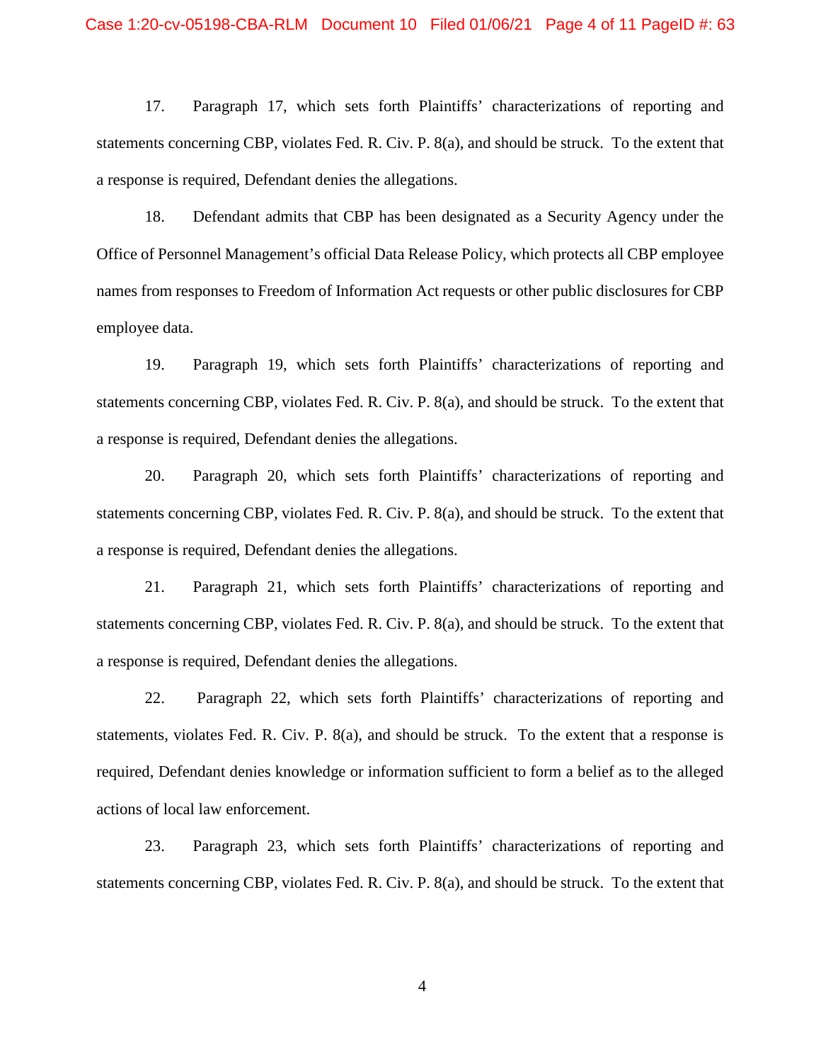17. Paragraph 17, which sets forth Plaintiffs' characterizations of reporting and statements concerning CBP, violates Fed. R. Civ. P. 8(a), and should be struck. To the extent that a response is required, Defendant denies the allegations.

18. Defendant admits that CBP has been designated as a Security Agency under the Office of Personnel Management's official Data Release Policy, which protects all CBP employee names from responses to Freedom of Information Act requests or other public disclosures for CBP employee data.

19. Paragraph 19, which sets forth Plaintiffs' characterizations of reporting and statements concerning CBP, violates Fed. R. Civ. P. 8(a), and should be struck. To the extent that a response is required, Defendant denies the allegations.

20. Paragraph 20, which sets forth Plaintiffs' characterizations of reporting and statements concerning CBP, violates Fed. R. Civ. P. 8(a), and should be struck. To the extent that a response is required, Defendant denies the allegations.

21. Paragraph 21, which sets forth Plaintiffs' characterizations of reporting and statements concerning CBP, violates Fed. R. Civ. P. 8(a), and should be struck. To the extent that a response is required, Defendant denies the allegations.

22. Paragraph 22, which sets forth Plaintiffs' characterizations of reporting and statements, violates Fed. R. Civ. P. 8(a), and should be struck. To the extent that a response is required, Defendant denies knowledge or information sufficient to form a belief as to the alleged actions of local law enforcement.

23. Paragraph 23, which sets forth Plaintiffs' characterizations of reporting and statements concerning CBP, violates Fed. R. Civ. P. 8(a), and should be struck. To the extent that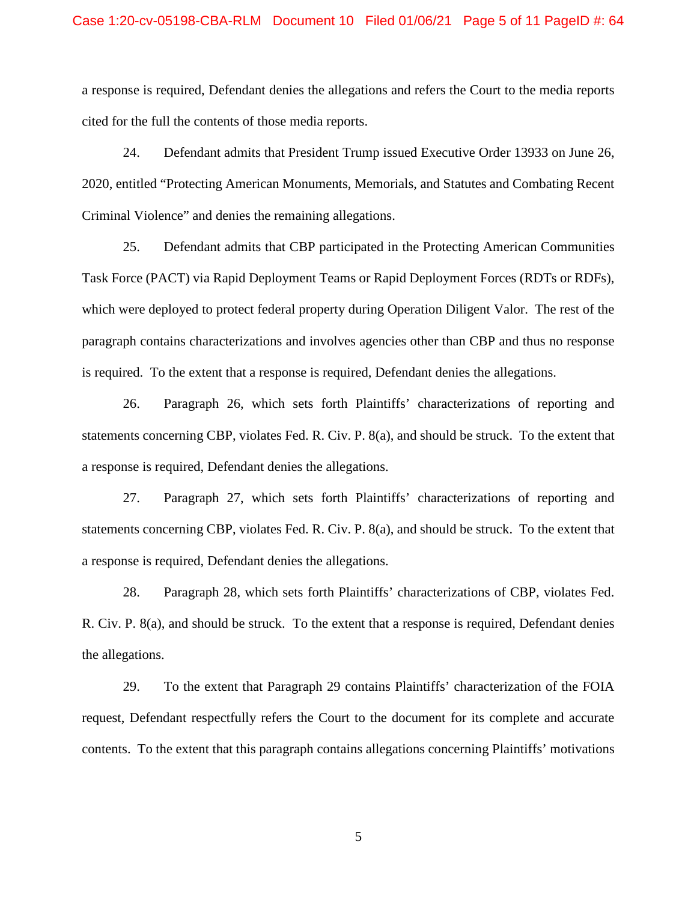a response is required, Defendant denies the allegations and refers the Court to the media reports cited for the full the contents of those media reports.

24. Defendant admits that President Trump issued Executive Order 13933 on June 26, 2020, entitled "Protecting American Monuments, Memorials, and Statutes and Combating Recent Criminal Violence" and denies the remaining allegations.

25. Defendant admits that CBP participated in the Protecting American Communities Task Force (PACT) via Rapid Deployment Teams or Rapid Deployment Forces (RDTs or RDFs), which were deployed to protect federal property during Operation Diligent Valor. The rest of the paragraph contains characterizations and involves agencies other than CBP and thus no response is required. To the extent that a response is required, Defendant denies the allegations.

26. Paragraph 26, which sets forth Plaintiffs' characterizations of reporting and statements concerning CBP, violates Fed. R. Civ. P. 8(a), and should be struck. To the extent that a response is required, Defendant denies the allegations.

27. Paragraph 27, which sets forth Plaintiffs' characterizations of reporting and statements concerning CBP, violates Fed. R. Civ. P. 8(a), and should be struck. To the extent that a response is required, Defendant denies the allegations.

28. Paragraph 28, which sets forth Plaintiffs' characterizations of CBP, violates Fed. R. Civ. P. 8(a), and should be struck. To the extent that a response is required, Defendant denies the allegations.

29. To the extent that Paragraph 29 contains Plaintiffs' characterization of the FOIA request, Defendant respectfully refers the Court to the document for its complete and accurate contents. To the extent that this paragraph contains allegations concerning Plaintiffs' motivations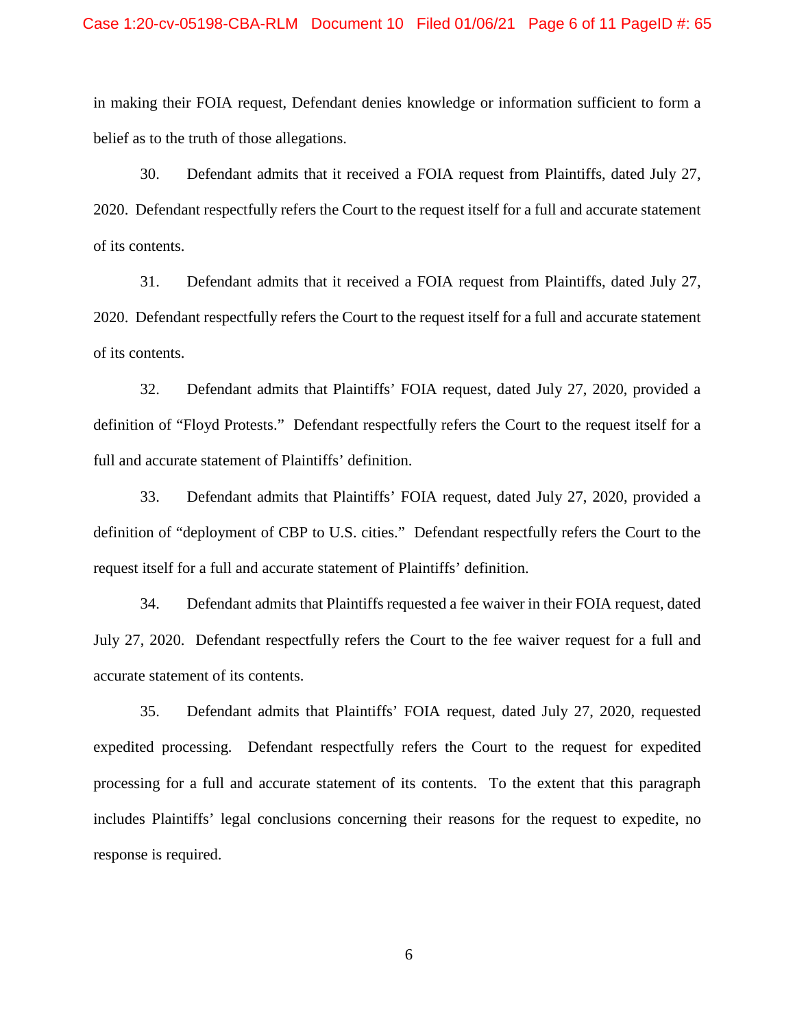in making their FOIA request, Defendant denies knowledge or information sufficient to form a belief as to the truth of those allegations.

30. Defendant admits that it received a FOIA request from Plaintiffs, dated July 27, 2020. Defendant respectfully refers the Court to the request itself for a full and accurate statement of its contents.

31. Defendant admits that it received a FOIA request from Plaintiffs, dated July 27, 2020. Defendant respectfully refers the Court to the request itself for a full and accurate statement of its contents.

32. Defendant admits that Plaintiffs' FOIA request, dated July 27, 2020, provided a definition of "Floyd Protests." Defendant respectfully refers the Court to the request itself for a full and accurate statement of Plaintiffs' definition.

33. Defendant admits that Plaintiffs' FOIA request, dated July 27, 2020, provided a definition of "deployment of CBP to U.S. cities." Defendant respectfully refers the Court to the request itself for a full and accurate statement of Plaintiffs' definition.

34. Defendant admits that Plaintiffs requested a fee waiver in their FOIA request, dated July 27, 2020. Defendant respectfully refers the Court to the fee waiver request for a full and accurate statement of its contents.

35. Defendant admits that Plaintiffs' FOIA request, dated July 27, 2020, requested expedited processing. Defendant respectfully refers the Court to the request for expedited processing for a full and accurate statement of its contents. To the extent that this paragraph includes Plaintiffs' legal conclusions concerning their reasons for the request to expedite, no response is required.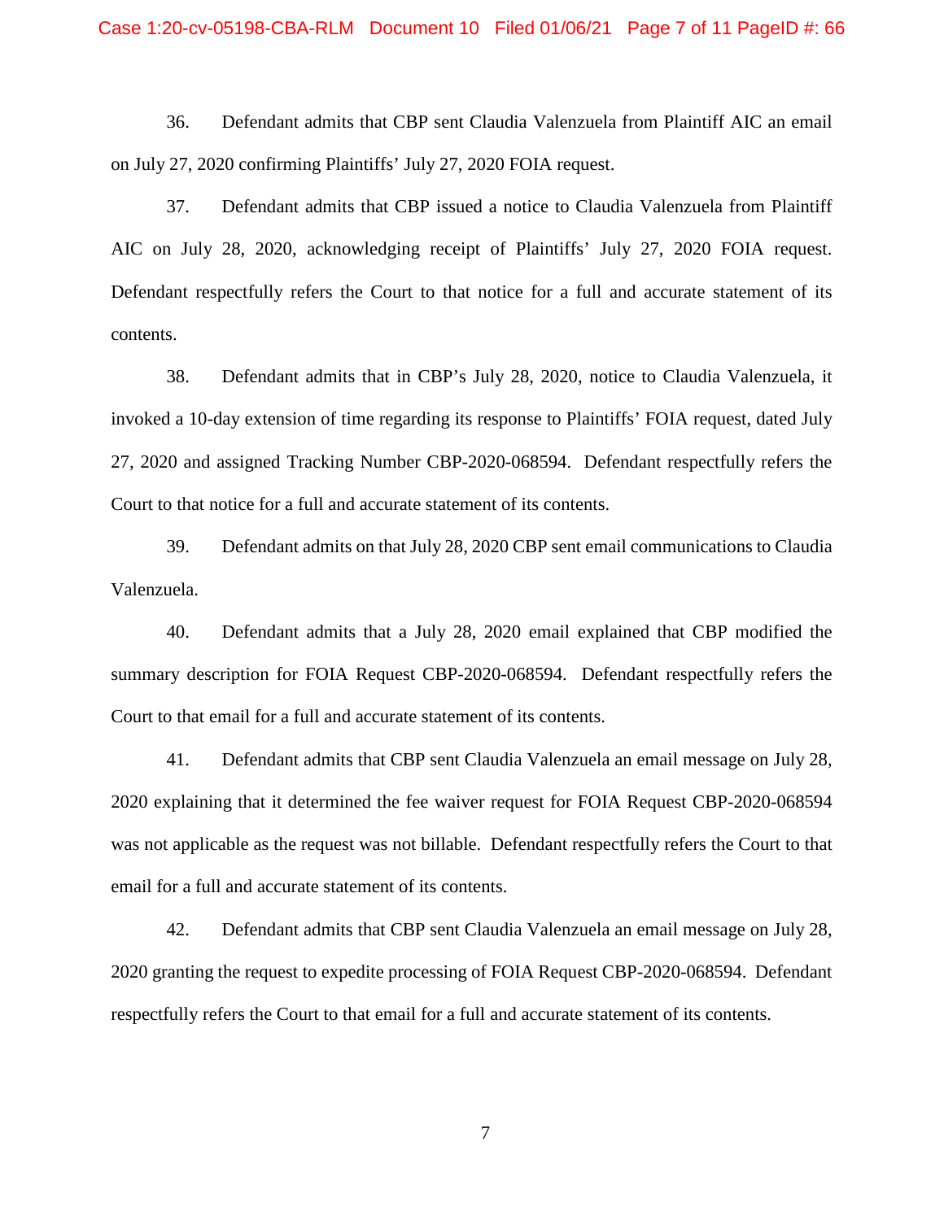36. Defendant admits that CBP sent Claudia Valenzuela from Plaintiff AIC an email on July 27, 2020 confirming Plaintiffs' July 27, 2020 FOIA request.

37. Defendant admits that CBP issued a notice to Claudia Valenzuela from Plaintiff AIC on July 28, 2020, acknowledging receipt of Plaintiffs' July 27, 2020 FOIA request. Defendant respectfully refers the Court to that notice for a full and accurate statement of its contents.

38. Defendant admits that in CBP's July 28, 2020, notice to Claudia Valenzuela, it invoked a 10-day extension of time regarding its response to Plaintiffs' FOIA request, dated July 27, 2020 and assigned Tracking Number CBP-2020-068594. Defendant respectfully refers the Court to that notice for a full and accurate statement of its contents.

39. Defendant admits on that July 28, 2020 CBP sent email communications to Claudia Valenzuela.

40. Defendant admits that a July 28, 2020 email explained that CBP modified the summary description for FOIA Request CBP-2020-068594. Defendant respectfully refers the Court to that email for a full and accurate statement of its contents.

41. Defendant admits that CBP sent Claudia Valenzuela an email message on July 28, 2020 explaining that it determined the fee waiver request for FOIA Request CBP-2020-068594 was not applicable as the request was not billable. Defendant respectfully refers the Court to that email for a full and accurate statement of its contents.

42. Defendant admits that CBP sent Claudia Valenzuela an email message on July 28, 2020 granting the request to expedite processing of FOIA Request CBP-2020-068594. Defendant respectfully refers the Court to that email for a full and accurate statement of its contents.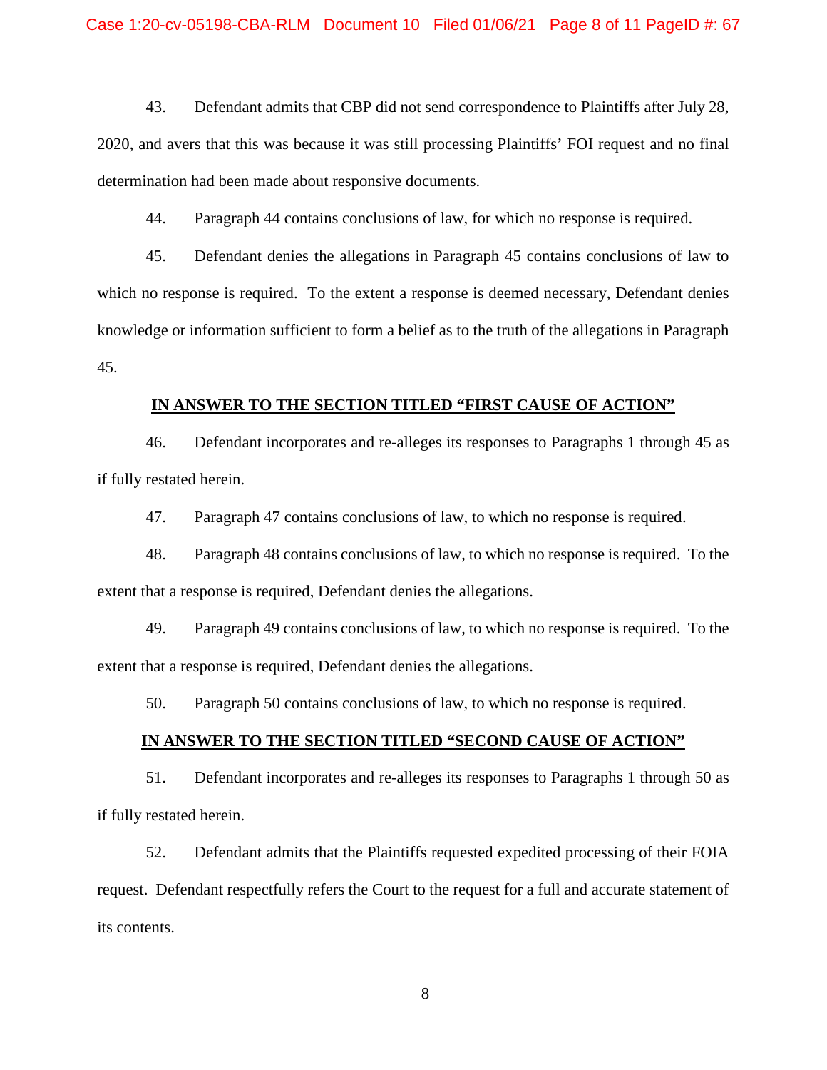43. Defendant admits that CBP did not send correspondence to Plaintiffs after July 28, 2020, and avers that this was because it was still processing Plaintiffs' FOI request and no final determination had been made about responsive documents.

44. Paragraph 44 contains conclusions of law, for which no response is required.

45. Defendant denies the allegations in Paragraph 45 contains conclusions of law to which no response is required. To the extent a response is deemed necessary, Defendant denies knowledge or information sufficient to form a belief as to the truth of the allegations in Paragraph 45.

**IN ANSWER TO THE SECTION TITLED "FIRST CAUSE OF ACTION"**

46. Defendant incorporates and re-alleges its responses to Paragraphs 1 through 45 as if fully restated herein.

47. Paragraph 47 contains conclusions of law, to which no response is required.

48. Paragraph 48 contains conclusions of law, to which no response is required. To the extent that a response is required, Defendant denies the allegations.

49. Paragraph 49 contains conclusions of law, to which no response is required. To the extent that a response is required, Defendant denies the allegations.

50. Paragraph 50 contains conclusions of law, to which no response is required.

**IN ANSWER TO THE SECTION TITLED "SECOND CAUSE OF ACTION"**

51. Defendant incorporates and re-alleges its responses to Paragraphs 1 through 50 as if fully restated herein.

52. Defendant admits that the Plaintiffs requested expedited processing of their FOIA request. Defendant respectfully refers the Court to the request for a full and accurate statement of its contents.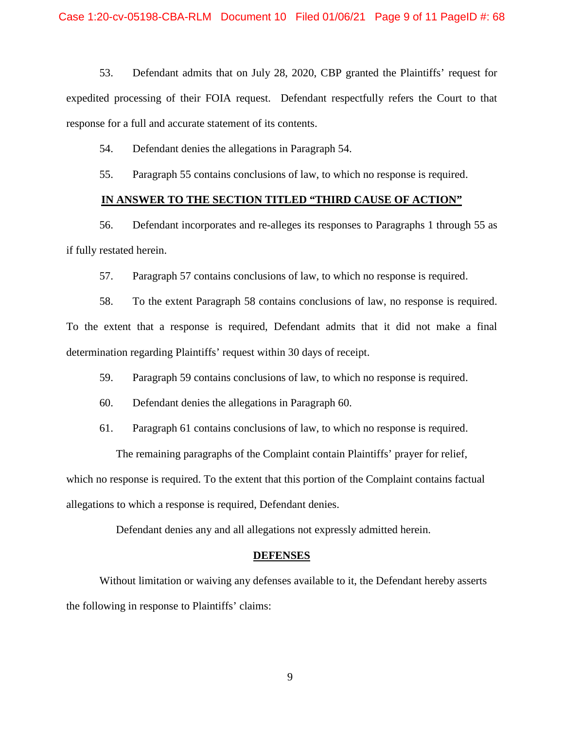53. Defendant admits that on July 28, 2020, CBP granted the Plaintiffs' request for expedited processing of their FOIA request. Defendant respectfully refers the Court to that response for a full and accurate statement of its contents.

54. Defendant denies the allegations in Paragraph 54.

55. Paragraph 55 contains conclusions of law, to which no response is required.

**IN ANSWER TO THE SECTION TITLED "THIRD CAUSE OF ACTION"**

56. Defendant incorporates and re-alleges its responses to Paragraphs 1 through 55 as if fully restated herein.

57. Paragraph 57 contains conclusions of law, to which no response is required.

58. To the extent Paragraph 58 contains conclusions of law, no response is required. To the extent that a response is required, Defendant admits that it did not make a final determination regarding Plaintiffs' request within 30 days of receipt.

59. Paragraph 59 contains conclusions of law, to which no response is required.

60. Defendant denies the allegations in Paragraph 60.

61. Paragraph 61 contains conclusions of law, to which no response is required.

The remaining paragraphs of the Complaint contain Plaintiffs' prayer for relief, which no response is required. To the extent that this portion of the Complaint contains factual allegations to which a response is required, Defendant denies.

Defendant denies any and all allegations not expressly admitted herein.

**DEFENSES**

Without limitation or waiving any defenses available to it, the Defendant hereby asserts the following in response to Plaintiffs' claims: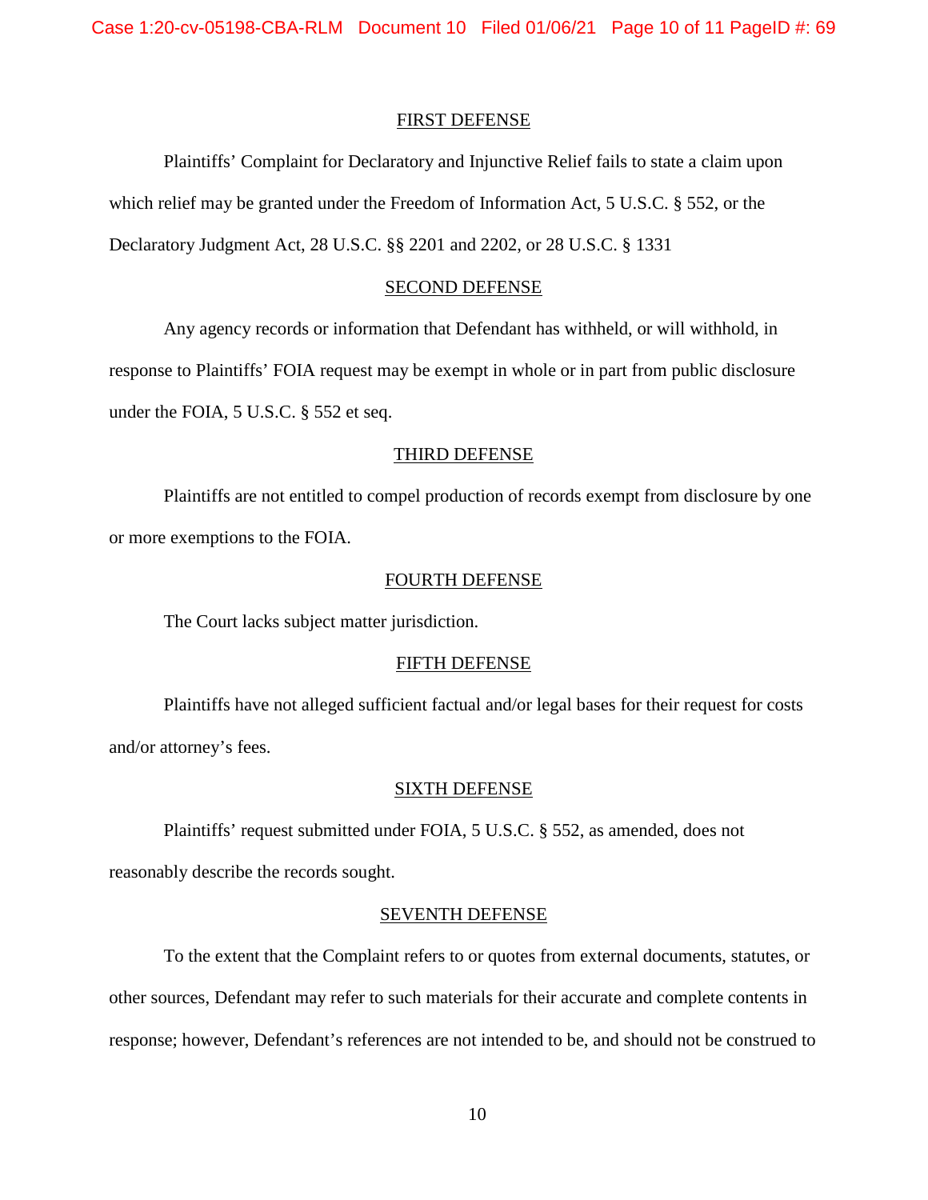## FIRST DEFENSE

Plaintiffs' Complaint for Declaratory and Injunctive Relief fails to state a claim upon which relief may be granted under the Freedom of Information Act, 5 U.S.C. § 552, or the Declaratory Judgment Act, 28 U.S.C. §§ 2201 and 2202, or 28 U.S.C. § 1331

## SECOND DEFENSE

Any agency records or information that Defendant has withheld, or will withhold, in response to Plaintiffs' FOIA request may be exempt in whole or in part from public disclosure under the FOIA, 5 U.S.C. § 552 et seq.

## THIRD DEFENSE

Plaintiffs are not entitled to compel production of records exempt from disclosure by one or more exemptions to the FOIA.

## FOURTH DEFENSE

The Court lacks subject matter jurisdiction.

## FIFTH DEFENSE

Plaintiffs have not alleged sufficient factual and/or legal bases for their request for costs and/or attorney's fees.

## SIXTH DEFENSE

Plaintiffs' request submitted under FOIA, 5 U.S.C. § 552, as amended, does not reasonably describe the records sought.

## SEVENTH DEFENSE

To the extent that the Complaint refers to or quotes from external documents, statutes, or other sources, Defendant may refer to such materials for their accurate and complete contents in response; however, Defendant's references are not intended to be, and should not be construed to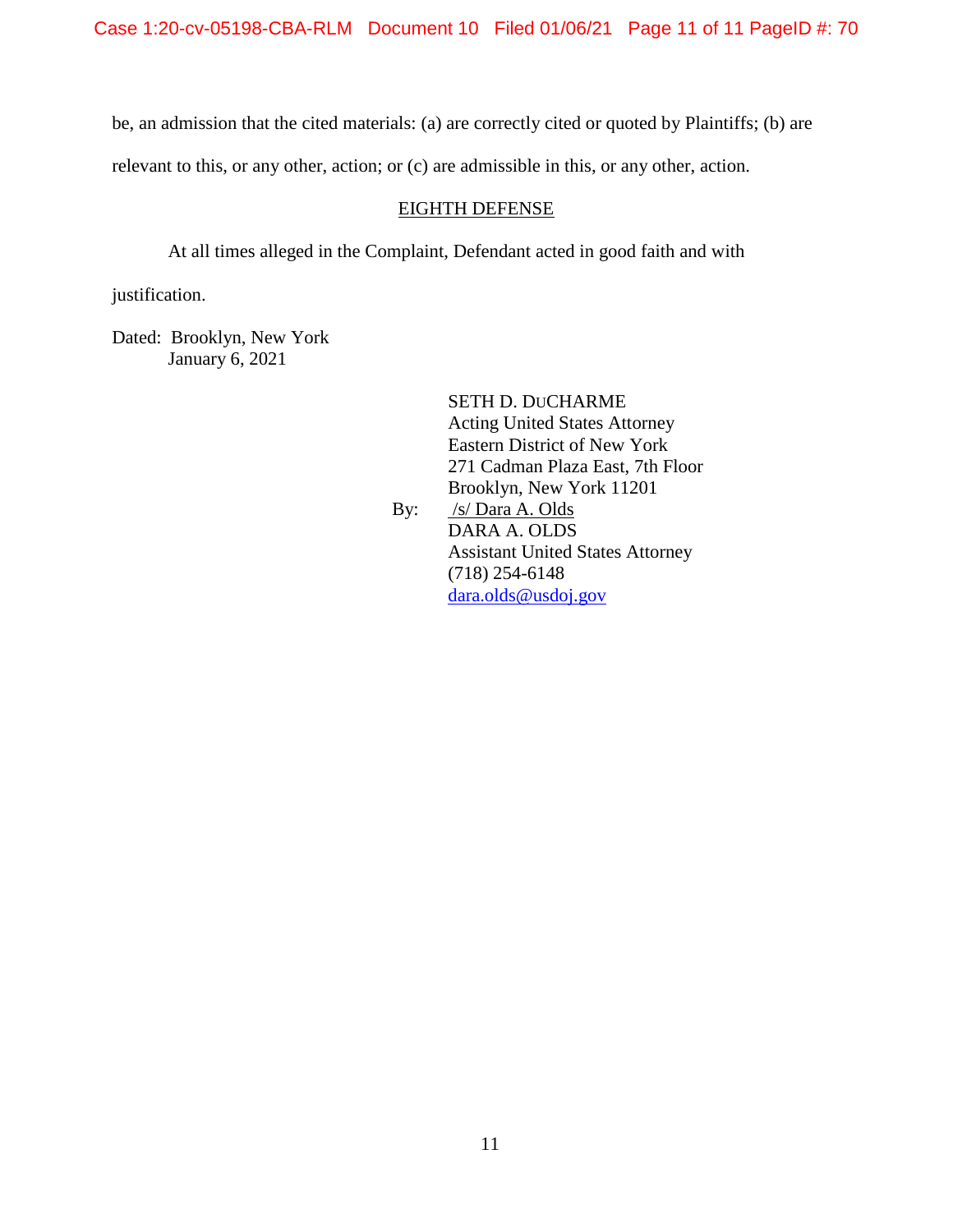be, an admission that the cited materials: (a) are correctly cited or quoted by Plaintiffs; (b) are relevant to this, or any other, action; or (c) are admissible in this, or any other, action.

## EIGHTH DEFENSE

At all times alleged in the Complaint, Defendant acted in good faith and with justification.

Dated: Brooklyn, New York
January 6, 2021

SETH D. DUCHARME
Acting United States Attorney
Eastern District of New York
271 Cadman Plaza East, 7th Floor
Brooklyn, New York 11201

By: /s/ Dara A. Olds
DARA A. OLDS
Assistant United States Attorney
(718) 254-6148
dara.olds@usdoj.gov